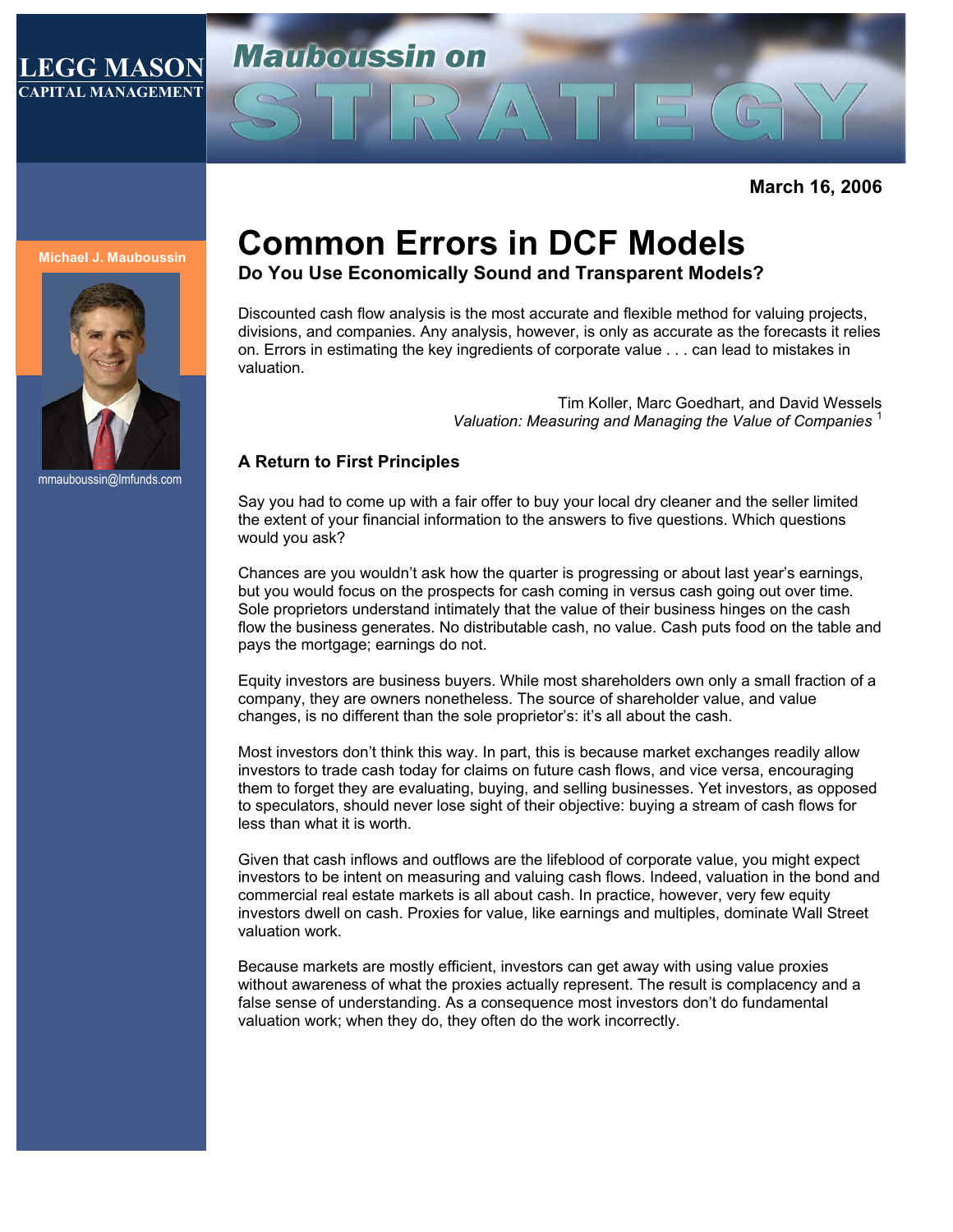LEGG MASON
CAPITAL MANAGEMENT

Mauboussin on STRATEGY

March 16, 2006

Michael J. Mauboussin

mmauboussin@lmfunds.com

# Common Errors in DCF Models

## Do You Use Economically Sound and Transparent Models?

Discounted cash flow analysis is the most accurate and flexible method for valuing projects, divisions, and companies. Any analysis, however, is only as accurate as the forecasts it relies on. Errors in estimating the key ingredients of corporate value . . . can lead to mistakes in valuation.

Tim Koller, Marc Goedhart, and David Wessels
*Valuation: Measuring and Managing the Value of Companies* [1]

### A Return to First Principles

Say you had to come up with a fair offer to buy your local dry cleaner and the seller limited the extent of your financial information to the answers to five questions. Which questions would you ask?

Chances are you wouldn't ask how the quarter is progressing or about last year's earnings, but you would focus on the prospects for cash coming in versus cash going out over time. Sole proprietors understand intimately that the value of their business hinges on the cash flow the business generates. No distributable cash, no value. Cash puts food on the table and pays the mortgage; earnings do not.

Equity investors are business buyers. While most shareholders own only a small fraction of a company, they are owners nonetheless. The source of shareholder value, and value changes, is no different than the sole proprietor's: it's all about the cash.

Most investors don't think this way. In part, this is because market exchanges readily allow investors to trade cash today for claims on future cash flows, and vice versa, encouraging them to forget they are evaluating, buying, and selling businesses. Yet investors, as opposed to speculators, should never lose sight of their objective: buying a stream of cash flows for less than what it is worth.

Given that cash inflows and outflows are the lifeblood of corporate value, you might expect investors to be intent on measuring and valuing cash flows. Indeed, valuation in the bond and commercial real estate markets is all about cash. In practice, however, very few equity investors dwell on cash. Proxies for value, like earnings and multiples, dominate Wall Street valuation work.

Because markets are mostly efficient, investors can get away with using value proxies without awareness of what the proxies actually represent. The result is complacency and a false sense of understanding. As a consequence most investors don't do fundamental valuation work; when they do, they often do the work incorrectly.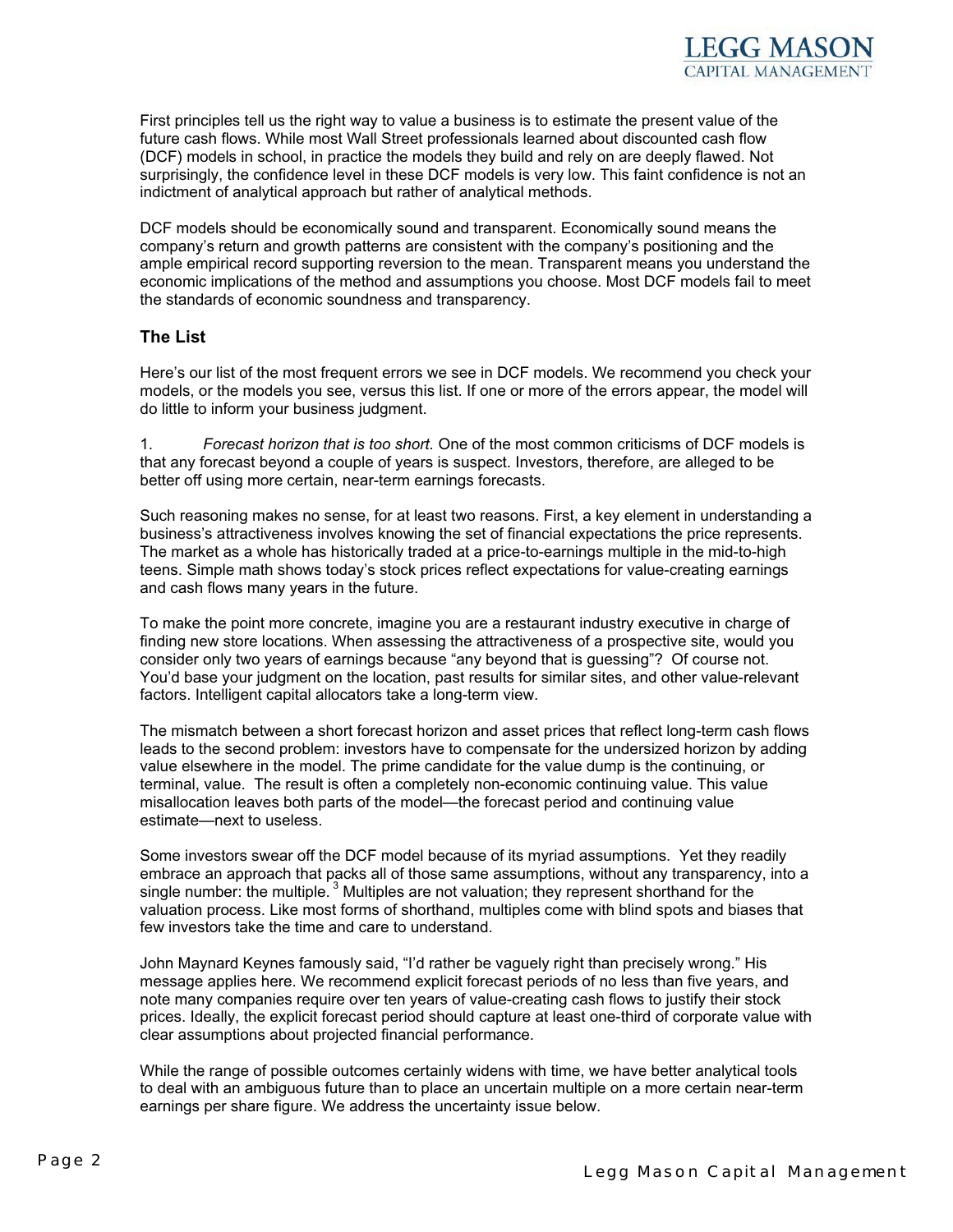First principles tell us the right way to value a business is to estimate the present value of the future cash flows. While most Wall Street professionals learned about discounted cash flow (DCF) models in school, in practice the models they build and rely on are deeply flawed. Not surprisingly, the confidence level in these DCF models is very low. This faint confidence is not an indictment of analytical approach but rather of analytical methods.

DCF models should be economically sound and transparent. Economically sound means the company's return and growth patterns are consistent with the company's positioning and the ample empirical record supporting reversion to the mean. Transparent means you understand the economic implications of the method and assumptions you choose. Most DCF models fail to meet the standards of economic soundness and transparency.

## The List

Here's our list of the most frequent errors we see in DCF models. We recommend you check your models, or the models you see, versus this list. If one or more of the errors appear, the model will do little to inform your business judgment.

1. *Forecast horizon that is too short.* One of the most common criticisms of DCF models is that any forecast beyond a couple of years is suspect. Investors, therefore, are alleged to be better off using more certain, near-term earnings forecasts.

Such reasoning makes no sense, for at least two reasons. First, a key element in understanding a business's attractiveness involves knowing the set of financial expectations the price represents. The market as a whole has historically traded at a price-to-earnings multiple in the mid-to-high teens. Simple math shows today's stock prices reflect expectations for value-creating earnings and cash flows many years in the future.

To make the point more concrete, imagine you are a restaurant industry executive in charge of finding new store locations. When assessing the attractiveness of a prospective site, would you consider only two years of earnings because "any beyond that is guessing"? Of course not. You'd base your judgment on the location, past results for similar sites, and other value-relevant factors. Intelligent capital allocators take a long-term view.

The mismatch between a short forecast horizon and asset prices that reflect long-term cash flows leads to the second problem: investors have to compensate for the undersized horizon by adding value elsewhere in the model. The prime candidate for the value dump is the continuing, or terminal, value. The result is often a completely non-economic continuing value. This value misallocation leaves both parts of the model—the forecast period and continuing value estimate—next to useless.

Some investors swear off the DCF model because of its myriad assumptions. Yet they readily embrace an approach that packs all of those same assumptions, without any transparency, into a single number: the multiple.[3] Multiples are not valuation; they represent shorthand for the valuation process. Like most forms of shorthand, multiples come with blind spots and biases that few investors take the time and care to understand.

John Maynard Keynes famously said, "I'd rather be vaguely right than precisely wrong." His message applies here. We recommend explicit forecast periods of no less than five years, and note many companies require over ten years of value-creating cash flows to justify their stock prices. Ideally, the explicit forecast period should capture at least one-third of corporate value with clear assumptions about projected financial performance.

While the range of possible outcomes certainly widens with time, we have better analytical tools to deal with an ambiguous future than to place an uncertain multiple on a more certain near-term earnings per share figure. We address the uncertainty issue below.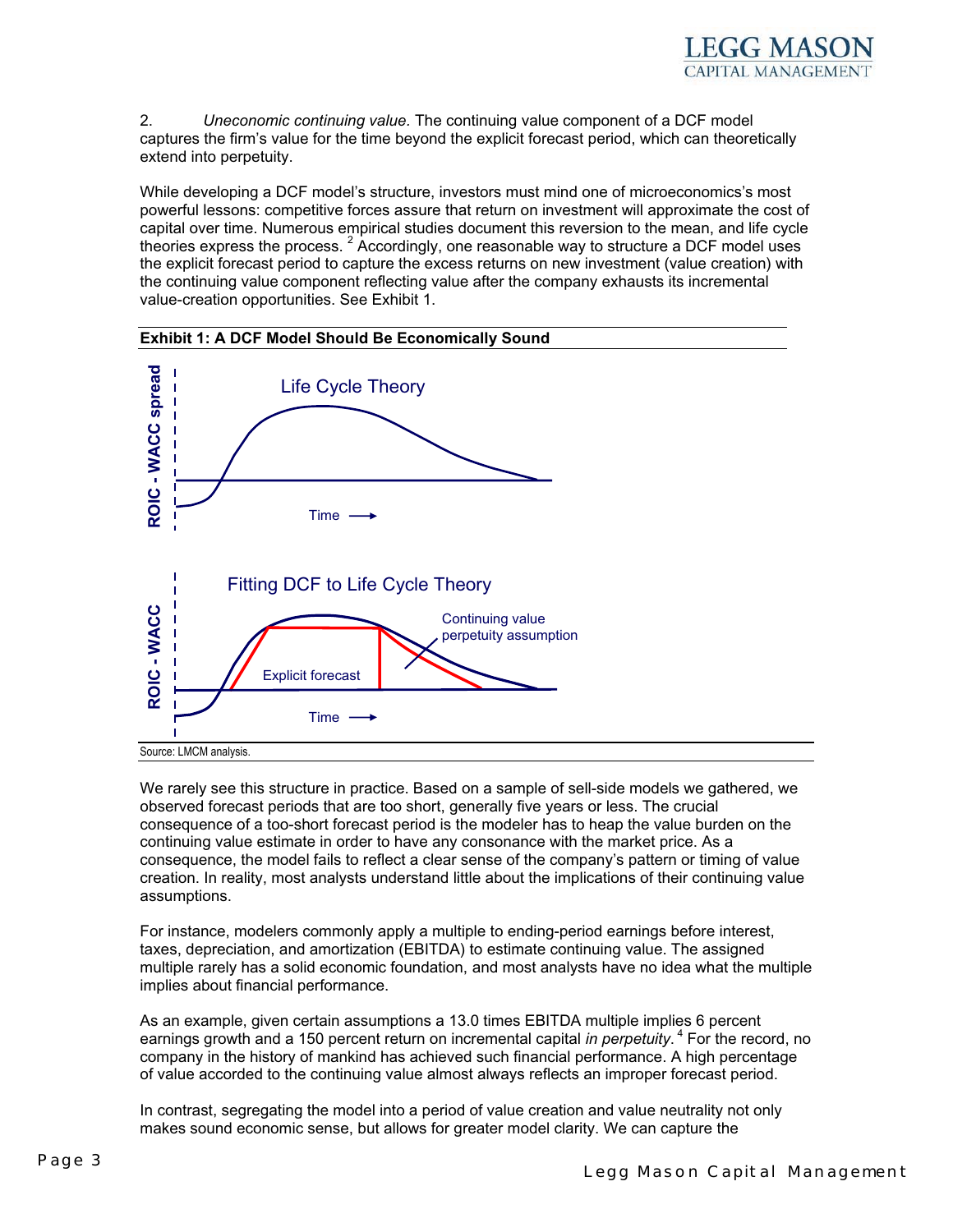2. *Uneconomic continuing value.* The continuing value component of a DCF model captures the firm's value for the time beyond the explicit forecast period, which can theoretically extend into perpetuity.

While developing a DCF model's structure, investors must mind one of microeconomics's most powerful lessons: competitive forces assure that return on investment will approximate the cost of capital over time. Numerous empirical studies document this reversion to the mean, and life cycle theories express the process.[2] Accordingly, one reasonable way to structure a DCF model uses the explicit forecast period to capture the excess returns on new investment (value creation) with the continuing value component reflecting value after the company exhausts its incremental value-creation opportunities. See Exhibit 1.

**Exhibit 1: A DCF Model Should Be Economically Sound**

Life Cycle Theory

ROIC - WACC spread

Time ⟶

Fitting DCF to Life Cycle Theory

ROIC - WACC

Explicit forecast

Continuing value perpetuity assumption

Time ⟶

Source: LMCM analysis.

We rarely see this structure in practice. Based on a sample of sell-side models we gathered, we observed forecast periods that are too short, generally five years or less. The crucial consequence of a too-short forecast period is the modeler has to heap the value burden on the continuing value estimate in order to have any consonance with the market price. As a consequence, the model fails to reflect a clear sense of the company's pattern or timing of value creation. In reality, most analysts understand little about the implications of their continuing value assumptions.

For instance, modelers commonly apply a multiple to ending-period earnings before interest, taxes, depreciation, and amortization (EBITDA) to estimate continuing value. The assigned multiple rarely has a solid economic foundation, and most analysts have no idea what the multiple implies about financial performance.

As an example, given certain assumptions a 13.0 times EBITDA multiple implies 6 percent earnings growth and a 150 percent return on incremental capital *in perpetuity*.[4] For the record, no company in the history of mankind has achieved such financial performance. A high percentage of value accorded to the continuing value almost always reflects an improper forecast period.

In contrast, segregating the model into a period of value creation and value neutrality not only makes sound economic sense, but allows for greater model clarity. We can capture the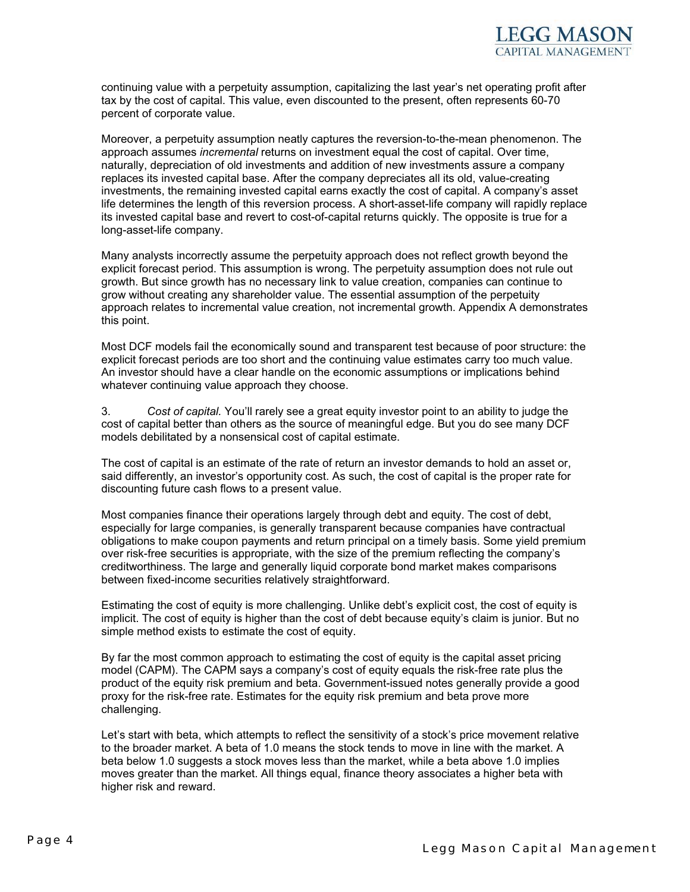continuing value with a perpetuity assumption, capitalizing the last year's net operating profit after tax by the cost of capital. This value, even discounted to the present, often represents 60-70 percent of corporate value.

Moreover, a perpetuity assumption neatly captures the reversion-to-the-mean phenomenon. The approach assumes *incremental* returns on investment equal the cost of capital. Over time, naturally, depreciation of old investments and addition of new investments assure a company replaces its invested capital base. After the company depreciates all its old, value-creating investments, the remaining invested capital earns exactly the cost of capital. A company's asset life determines the length of this reversion process. A short-asset-life company will rapidly replace its invested capital base and revert to cost-of-capital returns quickly. The opposite is true for a long-asset-life company.

Many analysts incorrectly assume the perpetuity approach does not reflect growth beyond the explicit forecast period. This assumption is wrong. The perpetuity assumption does not rule out growth. But since growth has no necessary link to value creation, companies can continue to grow without creating any shareholder value. The essential assumption of the perpetuity approach relates to incremental value creation, not incremental growth. Appendix A demonstrates this point.

Most DCF models fail the economically sound and transparent test because of poor structure: the explicit forecast periods are too short and the continuing value estimates carry too much value. An investor should have a clear handle on the economic assumptions or implications behind whatever continuing value approach they choose.

3. *Cost of capital.* You'll rarely see a great equity investor point to an ability to judge the cost of capital better than others as the source of meaningful edge. But you do see many DCF models debilitated by a nonsensical cost of capital estimate.

The cost of capital is an estimate of the rate of return an investor demands to hold an asset or, said differently, an investor's opportunity cost. As such, the cost of capital is the proper rate for discounting future cash flows to a present value.

Most companies finance their operations largely through debt and equity. The cost of debt, especially for large companies, is generally transparent because companies have contractual obligations to make coupon payments and return principal on a timely basis. Some yield premium over risk-free securities is appropriate, with the size of the premium reflecting the company's creditworthiness. The large and generally liquid corporate bond market makes comparisons between fixed-income securities relatively straightforward.

Estimating the cost of equity is more challenging. Unlike debt's explicit cost, the cost of equity is implicit. The cost of equity is higher than the cost of debt because equity's claim is junior. But no simple method exists to estimate the cost of equity.

By far the most common approach to estimating the cost of equity is the capital asset pricing model (CAPM). The CAPM says a company's cost of equity equals the risk-free rate plus the product of the equity risk premium and beta. Government-issued notes generally provide a good proxy for the risk-free rate. Estimates for the equity risk premium and beta prove more challenging.

Let's start with beta, which attempts to reflect the sensitivity of a stock's price movement relative to the broader market. A beta of 1.0 means the stock tends to move in line with the market. A beta below 1.0 suggests a stock moves less than the market, while a beta above 1.0 implies moves greater than the market. All things equal, finance theory associates a higher beta with higher risk and reward.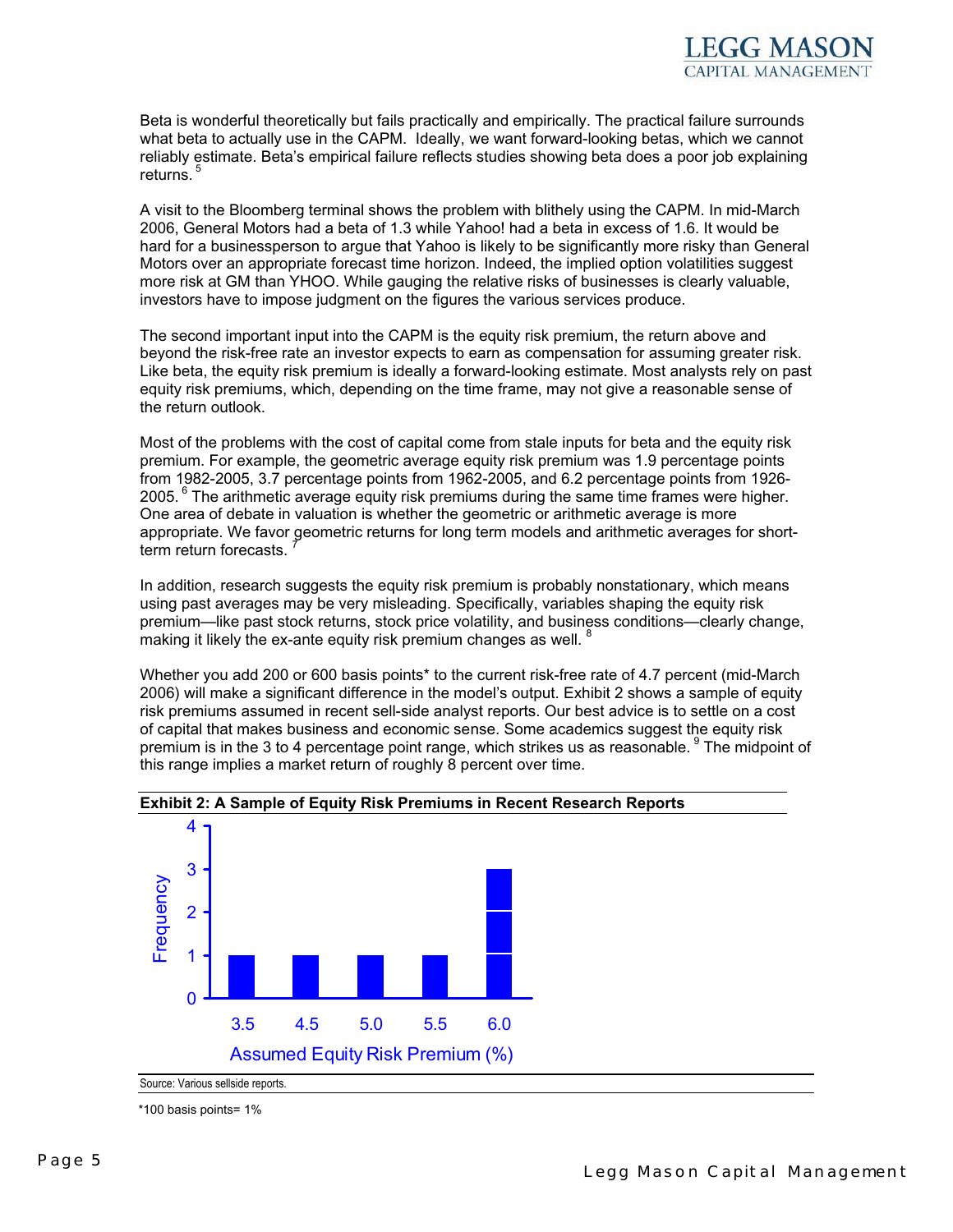Beta is wonderful theoretically but fails practically and empirically. The practical failure surrounds what beta to actually use in the CAPM. Ideally, we want forward-looking betas, which we cannot reliably estimate. Beta's empirical failure reflects studies showing beta does a poor job explaining returns. [5]

A visit to the Bloomberg terminal shows the problem with blithely using the CAPM. In mid-March 2006, General Motors had a beta of 1.3 while Yahoo! had a beta in excess of 1.6. It would be hard for a businessperson to argue that Yahoo is likely to be significantly more risky than General Motors over an appropriate forecast time horizon. Indeed, the implied option volatilities suggest more risk at GM than YHOO. While gauging the relative risks of businesses is clearly valuable, investors have to impose judgment on the figures the various services produce.

The second important input into the CAPM is the equity risk premium, the return above and beyond the risk-free rate an investor expects to earn as compensation for assuming greater risk. Like beta, the equity risk premium is ideally a forward-looking estimate. Most analysts rely on past equity risk premiums, which, depending on the time frame, may not give a reasonable sense of the return outlook.

Most of the problems with the cost of capital come from stale inputs for beta and the equity risk premium. For example, the geometric average equity risk premium was 1.9 percentage points from 1982-2005, 3.7 percentage points from 1962-2005, and 6.2 percentage points from 1926-2005. [6] The arithmetic average equity risk premiums during the same time frames were higher. One area of debate in valuation is whether the geometric or arithmetic average is more appropriate. We favor geometric returns for long term models and arithmetic averages for short-term return forecasts. [7]

In addition, research suggests the equity risk premium is probably nonstationary, which means using past averages may be very misleading. Specifically, variables shaping the equity risk premium—like past stock returns, stock price volatility, and business conditions—clearly change, making it likely the ex-ante equity risk premium changes as well. [8]

Whether you add 200 or 600 basis points* to the current risk-free rate of 4.7 percent (mid-March 2006) will make a significant difference in the model's output. Exhibit 2 shows a sample of equity risk premiums assumed in recent sell-side analyst reports. Our best advice is to settle on a cost of capital that makes business and economic sense. Some academics suggest the equity risk premium is in the 3 to 4 percentage point range, which strikes us as reasonable. [9] The midpoint of this range implies a market return of roughly 8 percent over time.

**Exhibit 2: A Sample of Equity Risk Premiums in Recent Research Reports**

| Assumed Equity Risk Premium (%) | Frequency |
|---|---|
| 3.5 | 1 |
| 4.5 | 1 |
| 5.0 | 1 |
| 5.5 | 1 |
| 6.0 | 3 |

Source: Various sellside reports.

*100 basis points= 1%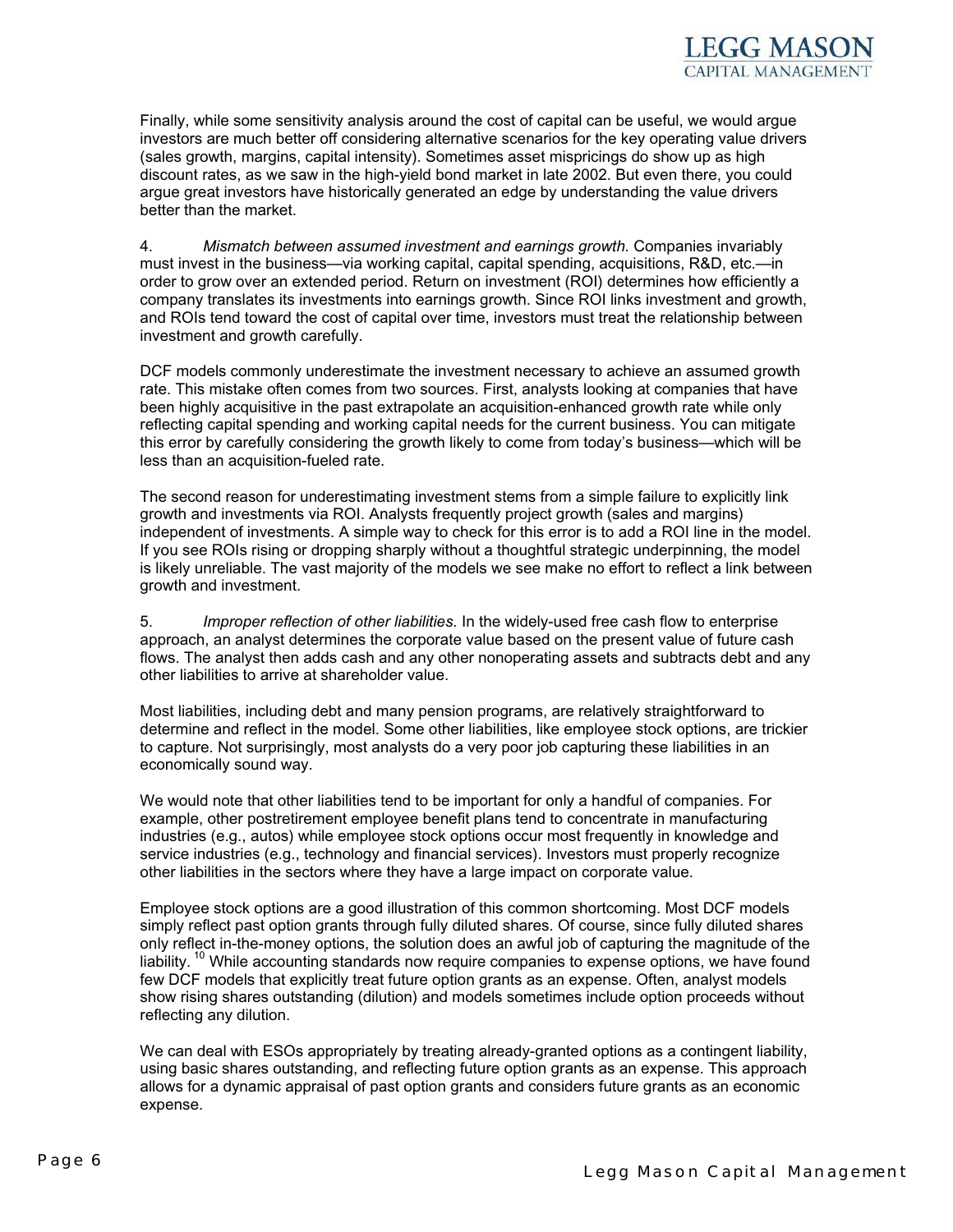Finally, while some sensitivity analysis around the cost of capital can be useful, we would argue investors are much better off considering alternative scenarios for the key operating value drivers (sales growth, margins, capital intensity). Sometimes asset mispricings do show up as high discount rates, as we saw in the high-yield bond market in late 2002. But even there, you could argue great investors have historically generated an edge by understanding the value drivers better than the market.

4. *Mismatch between assumed investment and earnings growth.* Companies invariably must invest in the business—via working capital, capital spending, acquisitions, R&D, etc.—in order to grow over an extended period. Return on investment (ROI) determines how efficiently a company translates its investments into earnings growth. Since ROI links investment and growth, and ROIs tend toward the cost of capital over time, investors must treat the relationship between investment and growth carefully.

DCF models commonly underestimate the investment necessary to achieve an assumed growth rate. This mistake often comes from two sources. First, analysts looking at companies that have been highly acquisitive in the past extrapolate an acquisition-enhanced growth rate while only reflecting capital spending and working capital needs for the current business. You can mitigate this error by carefully considering the growth likely to come from today's business—which will be less than an acquisition-fueled rate.

The second reason for underestimating investment stems from a simple failure to explicitly link growth and investments via ROI. Analysts frequently project growth (sales and margins) independent of investments. A simple way to check for this error is to add a ROI line in the model. If you see ROIs rising or dropping sharply without a thoughtful strategic underpinning, the model is likely unreliable. The vast majority of the models we see make no effort to reflect a link between growth and investment.

5. *Improper reflection of other liabilities.* In the widely-used free cash flow to enterprise approach, an analyst determines the corporate value based on the present value of future cash flows. The analyst then adds cash and any other nonoperating assets and subtracts debt and any other liabilities to arrive at shareholder value.

Most liabilities, including debt and many pension programs, are relatively straightforward to determine and reflect in the model. Some other liabilities, like employee stock options, are trickier to capture. Not surprisingly, most analysts do a very poor job capturing these liabilities in an economically sound way.

We would note that other liabilities tend to be important for only a handful of companies. For example, other postretirement employee benefit plans tend to concentrate in manufacturing industries (e.g., autos) while employee stock options occur most frequently in knowledge and service industries (e.g., technology and financial services). Investors must properly recognize other liabilities in the sectors where they have a large impact on corporate value.

Employee stock options are a good illustration of this common shortcoming. Most DCF models simply reflect past option grants through fully diluted shares. Of course, since fully diluted shares only reflect in-the-money options, the solution does an awful job of capturing the magnitude of the liability.[10] While accounting standards now require companies to expense options, we have found few DCF models that explicitly treat future option grants as an expense. Often, analyst models show rising shares outstanding (dilution) and models sometimes include option proceeds without reflecting any dilution.

We can deal with ESOs appropriately by treating already-granted options as a contingent liability, using basic shares outstanding, and reflecting future option grants as an expense. This approach allows for a dynamic appraisal of past option grants and considers future grants as an economic expense.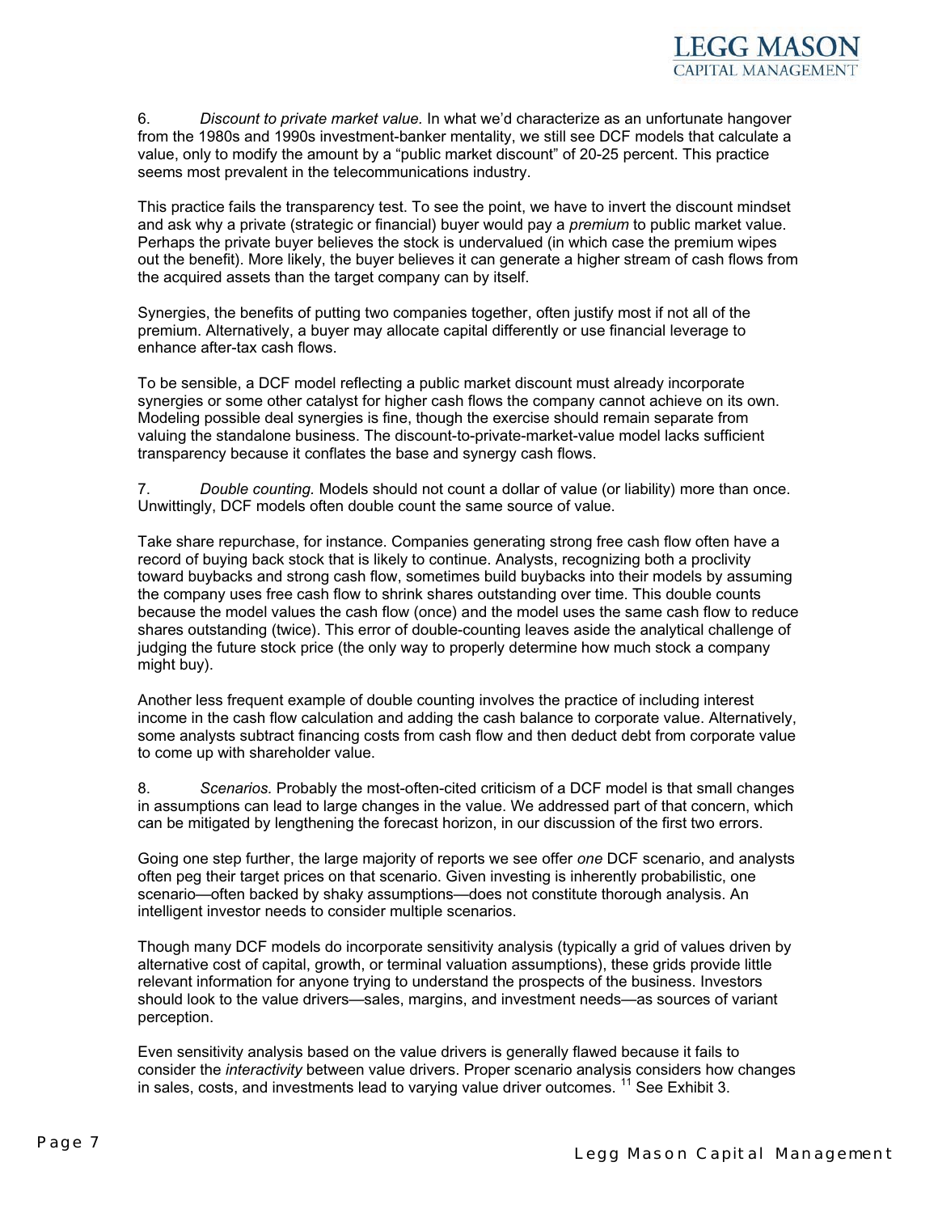6. *Discount to private market value.* In what we'd characterize as an unfortunate hangover from the 1980s and 1990s investment-banker mentality, we still see DCF models that calculate a value, only to modify the amount by a "public market discount" of 20-25 percent. This practice seems most prevalent in the telecommunications industry.

This practice fails the transparency test. To see the point, we have to invert the discount mindset and ask why a private (strategic or financial) buyer would pay a *premium* to public market value. Perhaps the private buyer believes the stock is undervalued (in which case the premium wipes out the benefit). More likely, the buyer believes it can generate a higher stream of cash flows from the acquired assets than the target company can by itself.

Synergies, the benefits of putting two companies together, often justify most if not all of the premium. Alternatively, a buyer may allocate capital differently or use financial leverage to enhance after-tax cash flows.

To be sensible, a DCF model reflecting a public market discount must already incorporate synergies or some other catalyst for higher cash flows the company cannot achieve on its own. Modeling possible deal synergies is fine, though the exercise should remain separate from valuing the standalone business. The discount-to-private-market-value model lacks sufficient transparency because it conflates the base and synergy cash flows.

7. *Double counting.* Models should not count a dollar of value (or liability) more than once. Unwittingly, DCF models often double count the same source of value.

Take share repurchase, for instance. Companies generating strong free cash flow often have a record of buying back stock that is likely to continue. Analysts, recognizing both a proclivity toward buybacks and strong cash flow, sometimes build buybacks into their models by assuming the company uses free cash flow to shrink shares outstanding over time. This double counts because the model values the cash flow (once) and the model uses the same cash flow to reduce shares outstanding (twice). This error of double-counting leaves aside the analytical challenge of judging the future stock price (the only way to properly determine how much stock a company might buy).

Another less frequent example of double counting involves the practice of including interest income in the cash flow calculation and adding the cash balance to corporate value. Alternatively, some analysts subtract financing costs from cash flow and then deduct debt from corporate value to come up with shareholder value.

8. *Scenarios.* Probably the most-often-cited criticism of a DCF model is that small changes in assumptions can lead to large changes in the value. We addressed part of that concern, which can be mitigated by lengthening the forecast horizon, in our discussion of the first two errors.

Going one step further, the large majority of reports we see offer *one* DCF scenario, and analysts often peg their target prices on that scenario. Given investing is inherently probabilistic, one scenario—often backed by shaky assumptions—does not constitute thorough analysis. An intelligent investor needs to consider multiple scenarios.

Though many DCF models do incorporate sensitivity analysis (typically a grid of values driven by alternative cost of capital, growth, or terminal valuation assumptions), these grids provide little relevant information for anyone trying to understand the prospects of the business. Investors should look to the value drivers—sales, margins, and investment needs—as sources of variant perception.

Even sensitivity analysis based on the value drivers is generally flawed because it fails to consider the *interactivity* between value drivers. Proper scenario analysis considers how changes in sales, costs, and investments lead to varying value driver outcomes.[11] See Exhibit 3.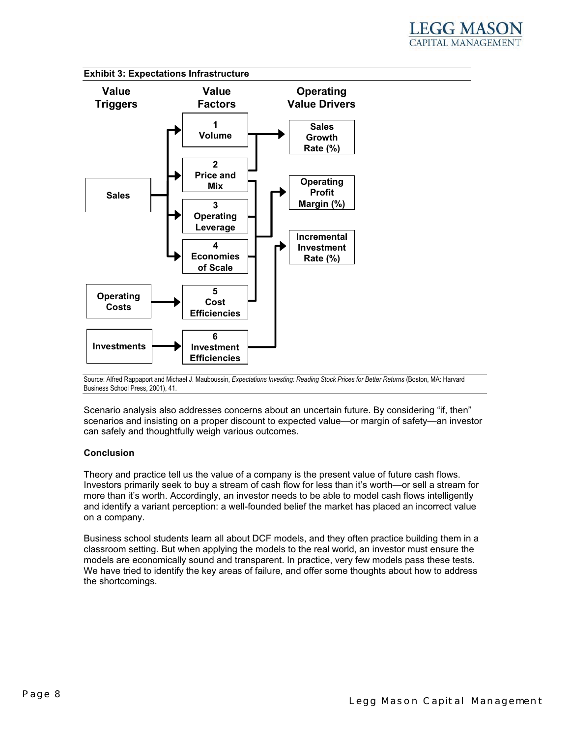**Exhibit 3: Expectations Infrastructure**

| Value Triggers | Value Factors | Operating Value Drivers |
|---|---|---|
| Sales | 1 Volume | Sales Growth Rate (%) |
| | 2 Price and Mix | Operating Profit Margin (%) |
| | 3 Operating Leverage | |
| | 4 Economies of Scale | |
| Operating Costs | 5 Cost Efficiencies | |
| Investments | 6 Investment Efficiencies | Incremental Investment Rate (%) |

Source: Alfred Rappaport and Michael J. Mauboussin, *Expectations Investing: Reading Stock Prices for Better Returns* (Boston, MA: Harvard Business School Press, 2001), 41.

Scenario analysis also addresses concerns about an uncertain future. By considering "if, then" scenarios and insisting on a proper discount to expected value—or margin of safety—an investor can safely and thoughtfully weigh various outcomes.

**Conclusion**

Theory and practice tell us the value of a company is the present value of future cash flows. Investors primarily seek to buy a stream of cash flow for less than it's worth—or sell a stream for more than it's worth. Accordingly, an investor needs to be able to model cash flows intelligently and identify a variant perception: a well-founded belief the market has placed an incorrect value on a company.

Business school students learn all about DCF models, and they often practice building them in a classroom setting. But when applying the models to the real world, an investor must ensure the models are economically sound and transparent. In practice, very few models pass these tests. We have tried to identify the key areas of failure, and offer some thoughts about how to address the shortcomings.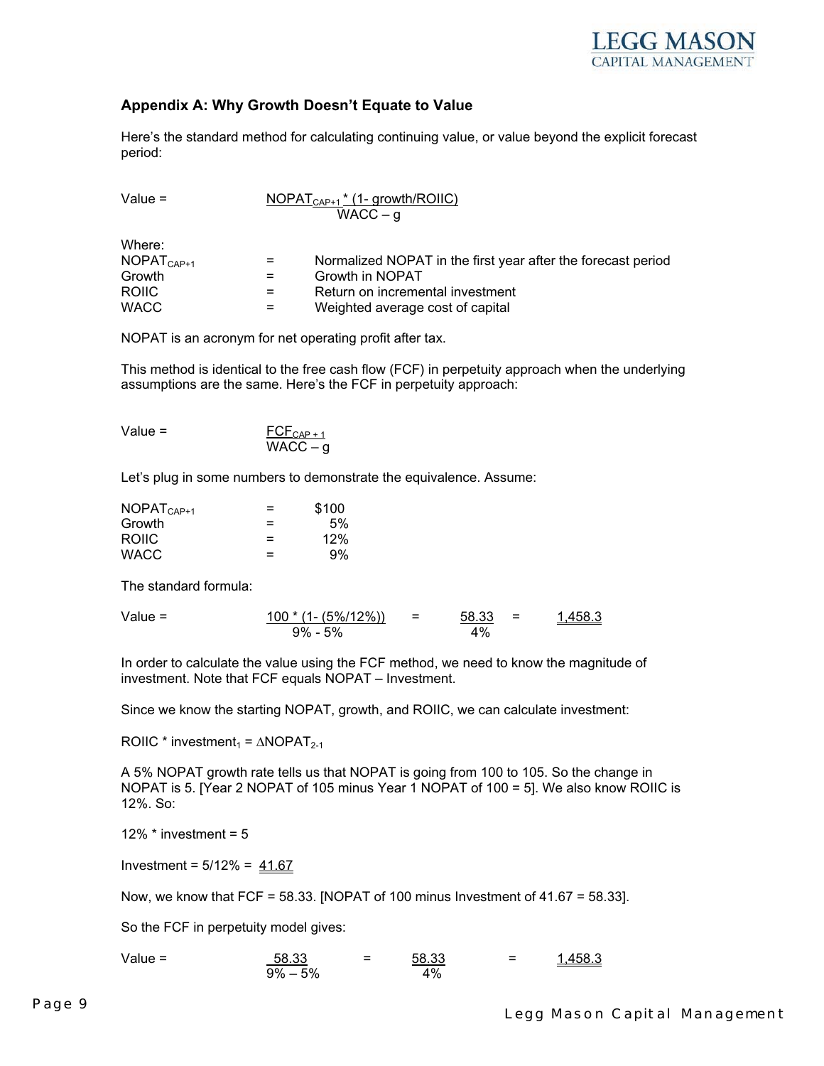## Appendix A: Why Growth Doesn't Equate to Value

Here's the standard method for calculating continuing value, or value beyond the explicit forecast period:

$$\text{Value} = \frac{NOPAT_{CAP+1} * (1 - \text{growth}/\text{ROIIC})}{WACC - g}$$

Where:

| | | |
|---|---|---|
| $NOPAT_{CAP+1}$ | = | Normalized NOPAT in the first year after the forecast period |
| Growth | = | Growth in NOPAT |
| ROIIC | = | Return on incremental investment |
| WACC | = | Weighted average cost of capital |

NOPAT is an acronym for net operating profit after tax.

This method is identical to the free cash flow (FCF) in perpetuity approach when the underlying assumptions are the same. Here's the FCF in perpetuity approach:

$$\text{Value} = \frac{FCF_{CAP+1}}{WACC - g}$$

Let's plug in some numbers to demonstrate the equivalence. Assume:

| | | |
|---|---|---|
| $NOPAT_{CAP+1}$ | = | \$100 |
| Growth | = | 5% |
| ROIIC | = | 12% |
| WACC | = | 9% |

The standard formula:

$$\text{Value} = \frac{100 * (1 - (5\%/12\%))}{9\% - 5\%} = \frac{58.33}{4\%} = \underline{1{,}458.3}$$

In order to calculate the value using the FCF method, we need to know the magnitude of investment. Note that FCF equals NOPAT – Investment.

Since we know the starting NOPAT, growth, and ROIIC, we can calculate investment:

$ROIIC * investment_1 = \Delta NOPAT_{2-1}$

A 5% NOPAT growth rate tells us that NOPAT is going from 100 to 105. So the change in NOPAT is 5. [Year 2 NOPAT of 105 minus Year 1 NOPAT of 100 = 5]. We also know ROIIC is 12%. So:

12% * investment = 5

Investment = 5/12% = 41.67

Now, we know that FCF = 58.33. [NOPAT of 100 minus Investment of 41.67 = 58.33].

So the FCF in perpetuity model gives:

$$\text{Value} = \frac{58.33}{9\% - 5\%} = \frac{58.33}{4\%} = \underline{1{,}458.3}$$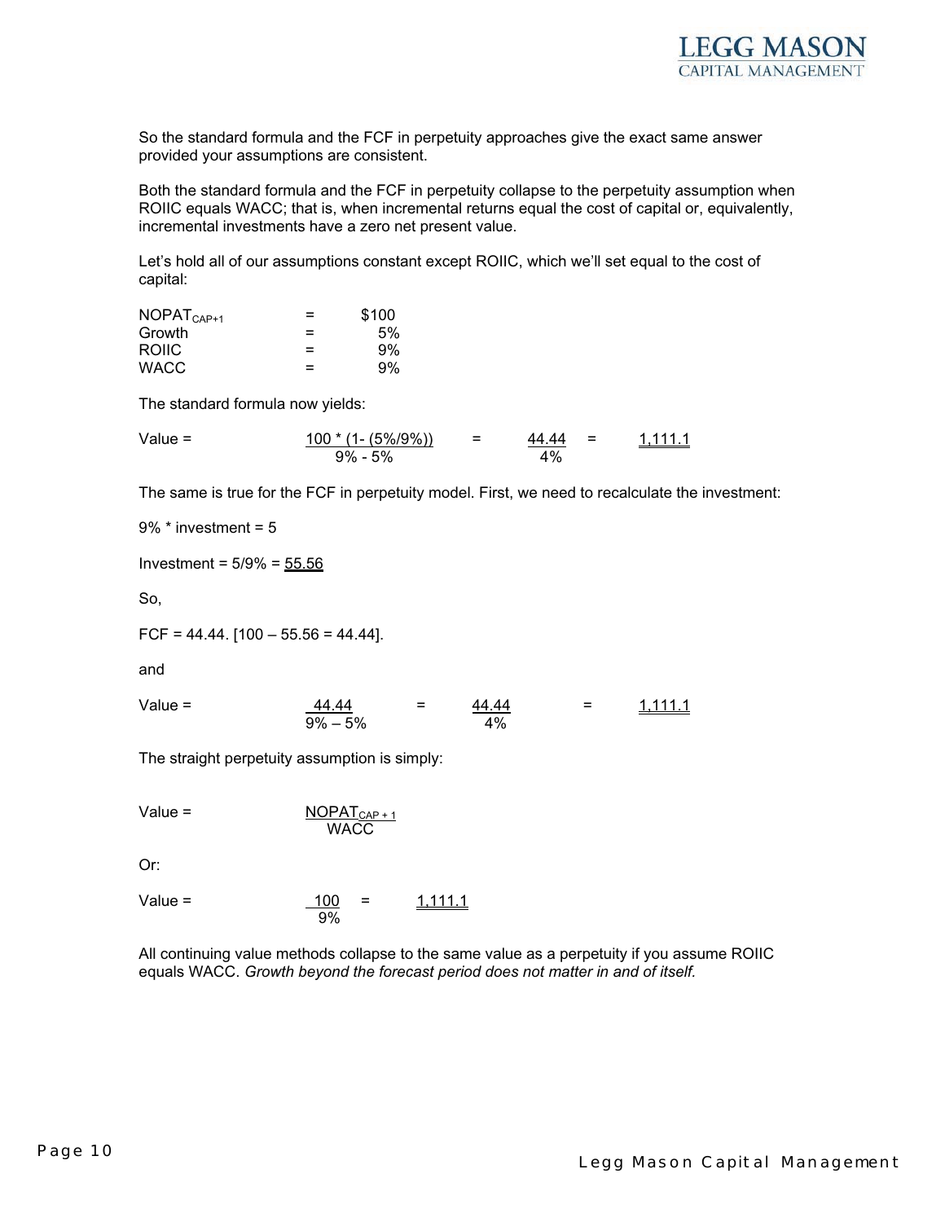So the standard formula and the FCF in perpetuity approaches give the exact same answer provided your assumptions are consistent.

Both the standard formula and the FCF in perpetuity collapse to the perpetuity assumption when ROIIC equals WACC; that is, when incremental returns equal the cost of capital or, equivalently, incremental investments have a zero net present value.

Let's hold all of our assumptions constant except ROIIC, which we'll set equal to the cost of capital:

| | | |
|---|---|---|
| $NOPAT_{CAP+1}$ | = | \$100 |
| Growth | = | 5% |
| ROIIC | = | 9% |
| WACC | = | 9% |

The standard formula now yields:

$$\text{Value} = \frac{100 * (1 - (5\%/9\%))}{9\% - 5\%} = \frac{44.44}{4\%} = \underline{1{,}111.1}$$

The same is true for the FCF in perpetuity model. First, we need to recalculate the investment:

9% * investment = 5

Investment = 5/9% = <u>55.56</u>

So,

FCF = 44.44. [100 – 55.56 = 44.44].

and

$$\text{Value} = \frac{44.44}{9\% - 5\%} = \frac{44.44}{4\%} = \underline{1{,}111.1}$$

The straight perpetuity assumption is simply:

$$\text{Value} = \frac{NOPAT_{CAP+1}}{WACC}$$

Or:

$$\text{Value} = \frac{100}{9\%} = \underline{1{,}111.1}$$

All continuing value methods collapse to the same value as a perpetuity if you assume ROIIC equals WACC. *Growth beyond the forecast period does not matter in and of itself.*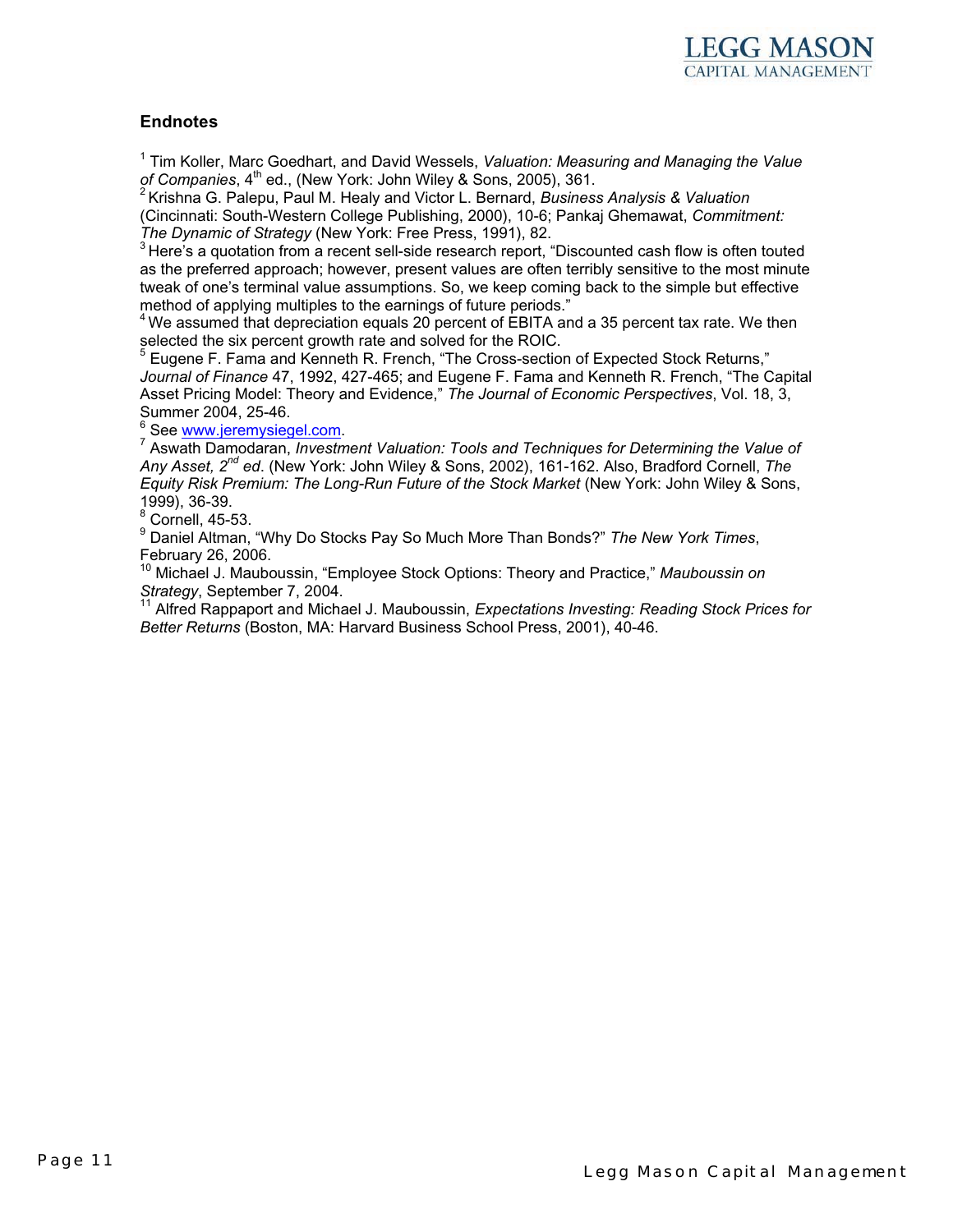## Endnotes

[1] Tim Koller, Marc Goedhart, and David Wessels, *Valuation: Measuring and Managing the Value of Companies*, 4th ed., (New York: John Wiley & Sons, 2005), 361.
[2] Krishna G. Palepu, Paul M. Healy and Victor L. Bernard, *Business Analysis & Valuation* (Cincinnati: South-Western College Publishing, 2000), 10-6; Pankaj Ghemawat, *Commitment: The Dynamic of Strategy* (New York: Free Press, 1991), 82.
[3] Here's a quotation from a recent sell-side research report, "Discounted cash flow is often touted as the preferred approach; however, present values are often terribly sensitive to the most minute tweak of one's terminal value assumptions. So, we keep coming back to the simple but effective method of applying multiples to the earnings of future periods."
[4] We assumed that depreciation equals 20 percent of EBITA and a 35 percent tax rate. We then selected the six percent growth rate and solved for the ROIC.
[5] Eugene F. Fama and Kenneth R. French, "The Cross-section of Expected Stock Returns," *Journal of Finance* 47, 1992, 427-465; and Eugene F. Fama and Kenneth R. French, "The Capital Asset Pricing Model: Theory and Evidence," *The Journal of Economic Perspectives*, Vol. 18, 3, Summer 2004, 25-46.
[6] See www.jeremysiegel.com.
[7] Aswath Damodaran, *Investment Valuation: Tools and Techniques for Determining the Value of Any Asset, 2nd ed*. (New York: John Wiley & Sons, 2002), 161-162. Also, Bradford Cornell, *The Equity Risk Premium: The Long-Run Future of the Stock Market* (New York: John Wiley & Sons, 1999), 36-39.
[8] Cornell, 45-53.
[9] Daniel Altman, "Why Do Stocks Pay So Much More Than Bonds?" *The New York Times*, February 26, 2006.
[10] Michael J. Mauboussin, "Employee Stock Options: Theory and Practice," *Mauboussin on Strategy*, September 7, 2004.
[11] Alfred Rappaport and Michael J. Mauboussin, *Expectations Investing: Reading Stock Prices for Better Returns* (Boston, MA: Harvard Business School Press, 2001), 40-46.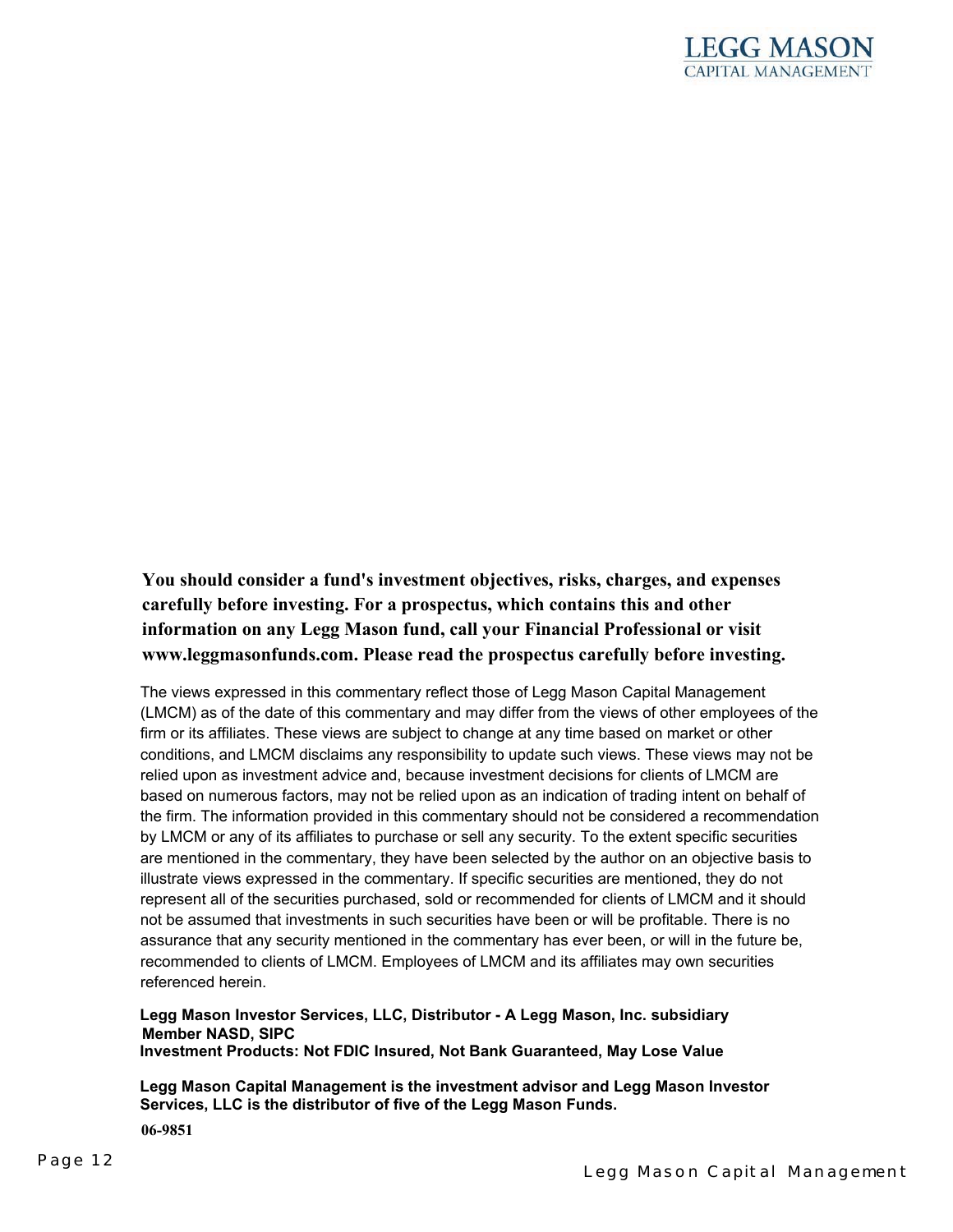**You should consider a fund's investment objectives, risks, charges, and expenses carefully before investing. For a prospectus, which contains this and other information on any Legg Mason fund, call your Financial Professional or visit www.leggmasonfunds.com. Please read the prospectus carefully before investing.**

The views expressed in this commentary reflect those of Legg Mason Capital Management (LMCM) as of the date of this commentary and may differ from the views of other employees of the firm or its affiliates. These views are subject to change at any time based on market or other conditions, and LMCM disclaims any responsibility to update such views. These views may not be relied upon as investment advice and, because investment decisions for clients of LMCM are based on numerous factors, may not be relied upon as an indication of trading intent on behalf of the firm. The information provided in this commentary should not be considered a recommendation by LMCM or any of its affiliates to purchase or sell any security. To the extent specific securities are mentioned in the commentary, they have been selected by the author on an objective basis to illustrate views expressed in the commentary. If specific securities are mentioned, they do not represent all of the securities purchased, sold or recommended for clients of LMCM and it should not be assumed that investments in such securities have been or will be profitable. There is no assurance that any security mentioned in the commentary has ever been, or will in the future be, recommended to clients of LMCM. Employees of LMCM and its affiliates may own securities referenced herein.

**Legg Mason Investor Services, LLC, Distributor - A Legg Mason, Inc. subsidiary**
**Member NASD, SIPC**
**Investment Products: Not FDIC Insured, Not Bank Guaranteed, May Lose Value**

**Legg Mason Capital Management is the investment advisor and Legg Mason Investor Services, LLC is the distributor of five of the Legg Mason Funds.**

**06-9851**